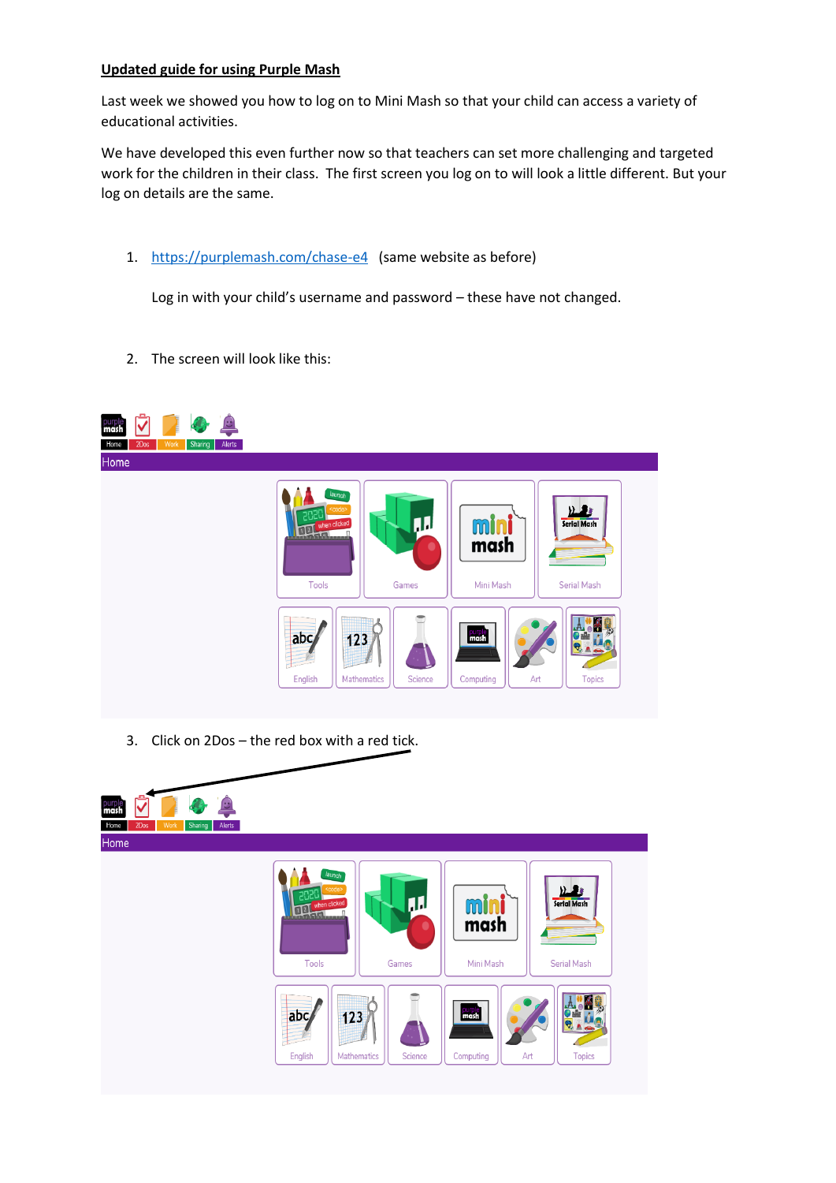**Updated guide for using Purple Mash**

Last week we showed you how to log on to Mini Mash so that your child can access a variety of educational activities.

We have developed this even further now so that teachers can set more challenging and targeted work for the children in their class. The first screen you log on to will look a little different. But your log on details are the same.

1. [https://purplemash.com/chase-e4](https://purplemash.com/chase-e4) (same website as before)

   Log in with your child's username and password – these have not changed.

2. The screen will look like this:

3. Click on 2Dos – the red box with a red tick.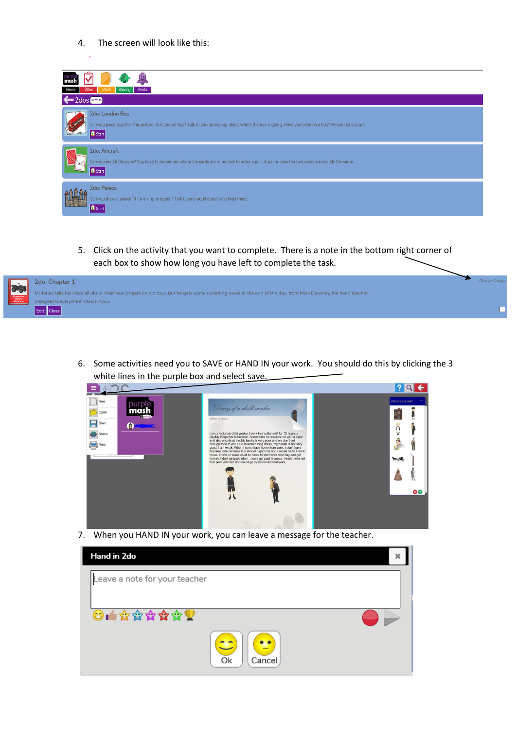4. The screen will look like this:

2dos Refresh

2do: London Bus

Can you piece together this picture of a London Bus? Talk to your grown up about where the bus is going. Have you been on a bus? Where did you go?

Start

2do: Aircraft

Can you match the pairs? You have to remember where the cards are to be able to make a pair. A pair means the two cards are exactly the same.

Start

2do: Palace

Can you draw a palace fit for a king or queen? Talk to your adult about who lives there.

Start

5. Click on the activity that you want to complete. There is a note in the bottom right corner of each box to show how long you have left to complete the task.

2do: Chapter 1

Mr Jones tells his class all about their new project on old toys, but he gets some upsetting news at the end of the day, from Miss Dawson, the head teacher.

(Assigned to everyone in class: HAZEL)

Edit Close

Due in 4 days

6. Some activities need you to SAVE or HAND IN your work. You should do this by clicking the 3 white lines in the purple box and select save.

7. When you HAND IN your work, you can leave a message for the teacher.

Hand in 2do

Leave a note for your teacher

Ok Cancel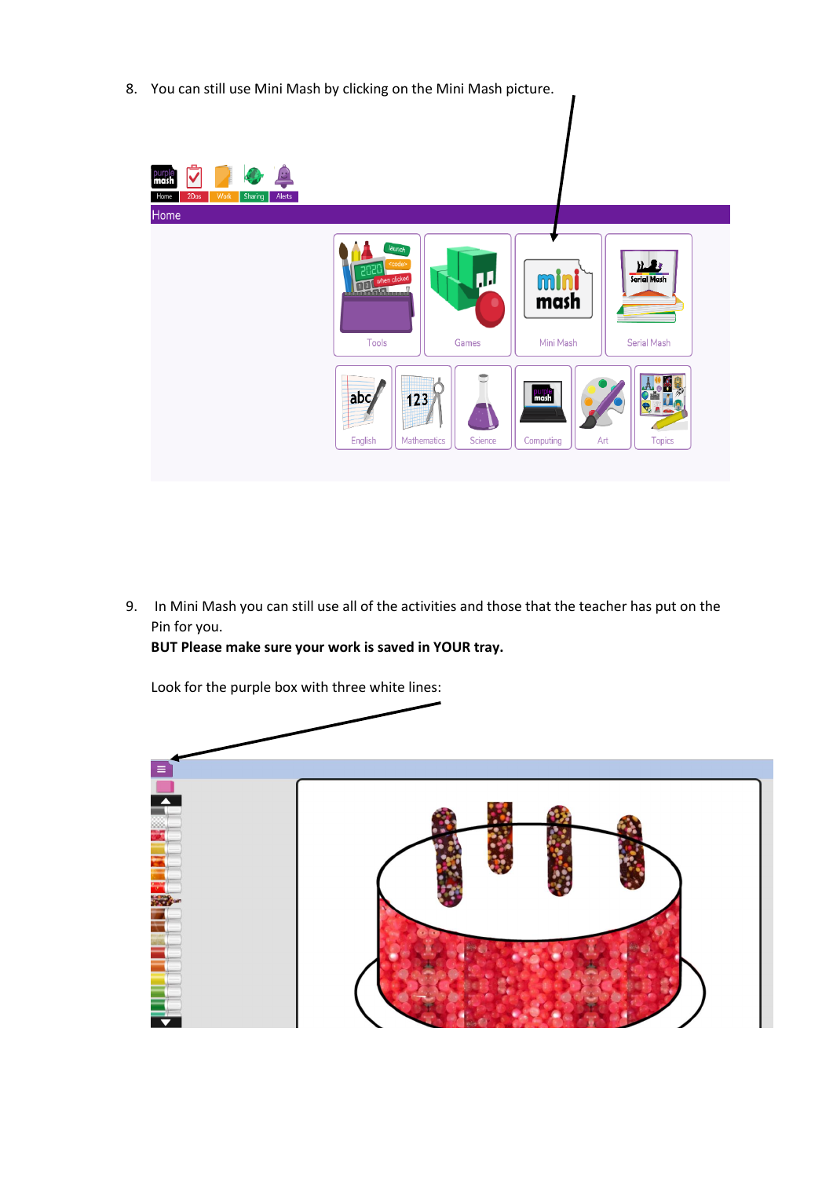8. You can still use Mini Mash by clicking on the Mini Mash picture.

9. In Mini Mash you can still use all of the activities and those that the teacher has put on the Pin for you.
   **BUT Please make sure your work is saved in YOUR tray.**

   Look for the purple box with three white lines: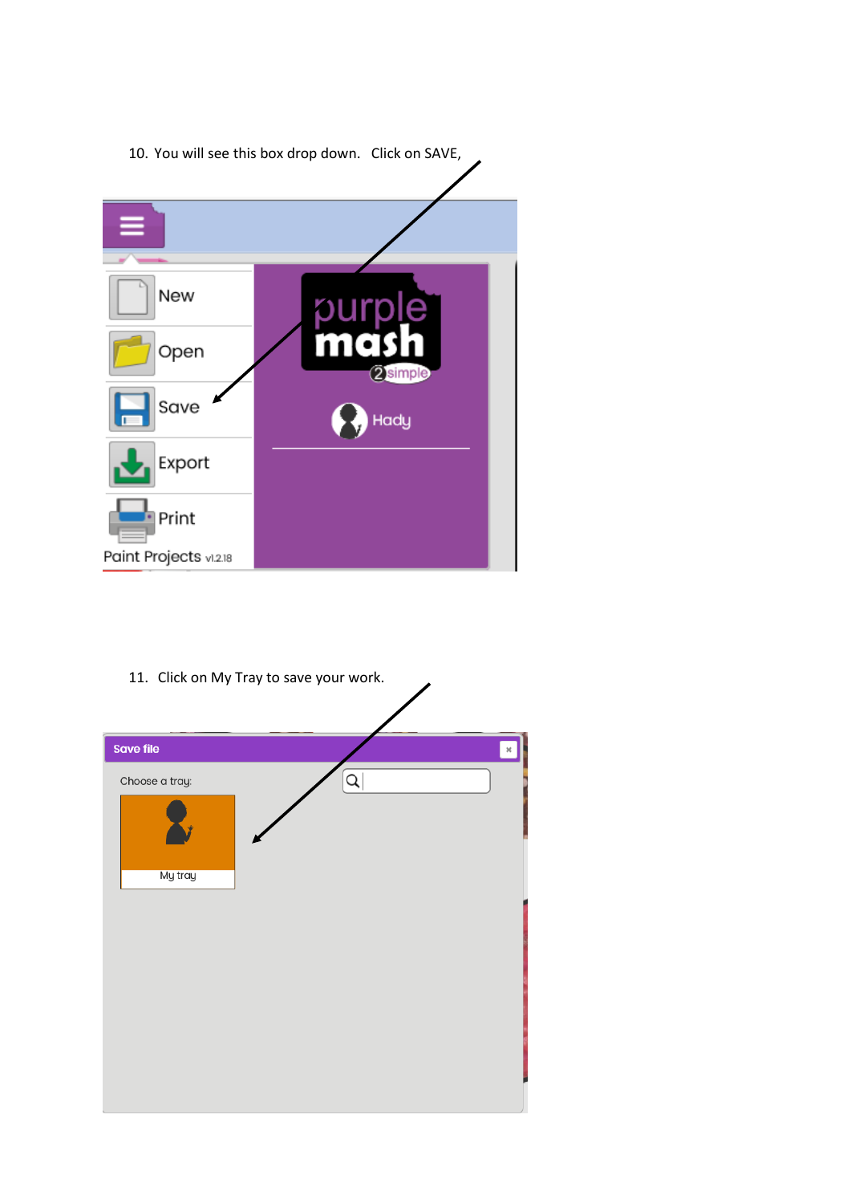10. You will see this box drop down. Click on SAVE,

11. Click on My Tray to save your work.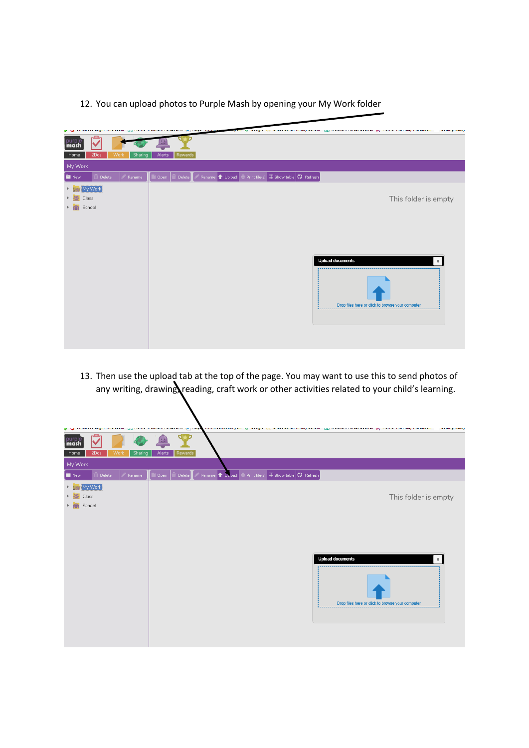12. You can upload photos to Purple Mash by opening your My Work folder

13. Then use the upload tab at the top of the page. You may want to use this to send photos of any writing, drawing, reading, craft work or other activities related to your child's learning.